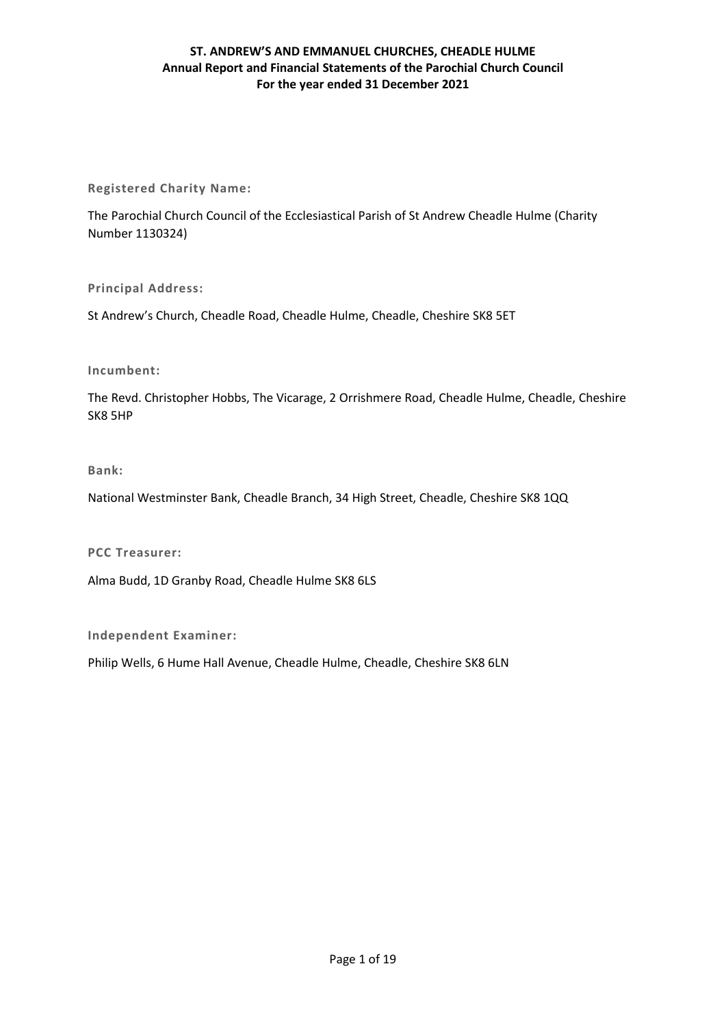# ST. ANDREW'S AND EMMANUEL CHURCHES, CHEADLE HULME
## Annual Report and Financial Statements of the Parochial Church Council
## For the year ended 31 December 2021

**Registered Charity Name:**

The Parochial Church Council of the Ecclesiastical Parish of St Andrew Cheadle Hulme (Charity Number 1130324)

**Principal Address:**

St Andrew's Church, Cheadle Road, Cheadle Hulme, Cheadle, Cheshire SK8 5ET

**Incumbent:**

The Revd. Christopher Hobbs, The Vicarage, 2 Orrishmere Road, Cheadle Hulme, Cheadle, Cheshire SK8 5HP

**Bank:**

National Westminster Bank, Cheadle Branch, 34 High Street, Cheadle, Cheshire SK8 1QQ

**PCC Treasurer:**

Alma Budd, 1D Granby Road, Cheadle Hulme SK8 6LS

**Independent Examiner:**

Philip Wells, 6 Hume Hall Avenue, Cheadle Hulme, Cheadle, Cheshire SK8 6LN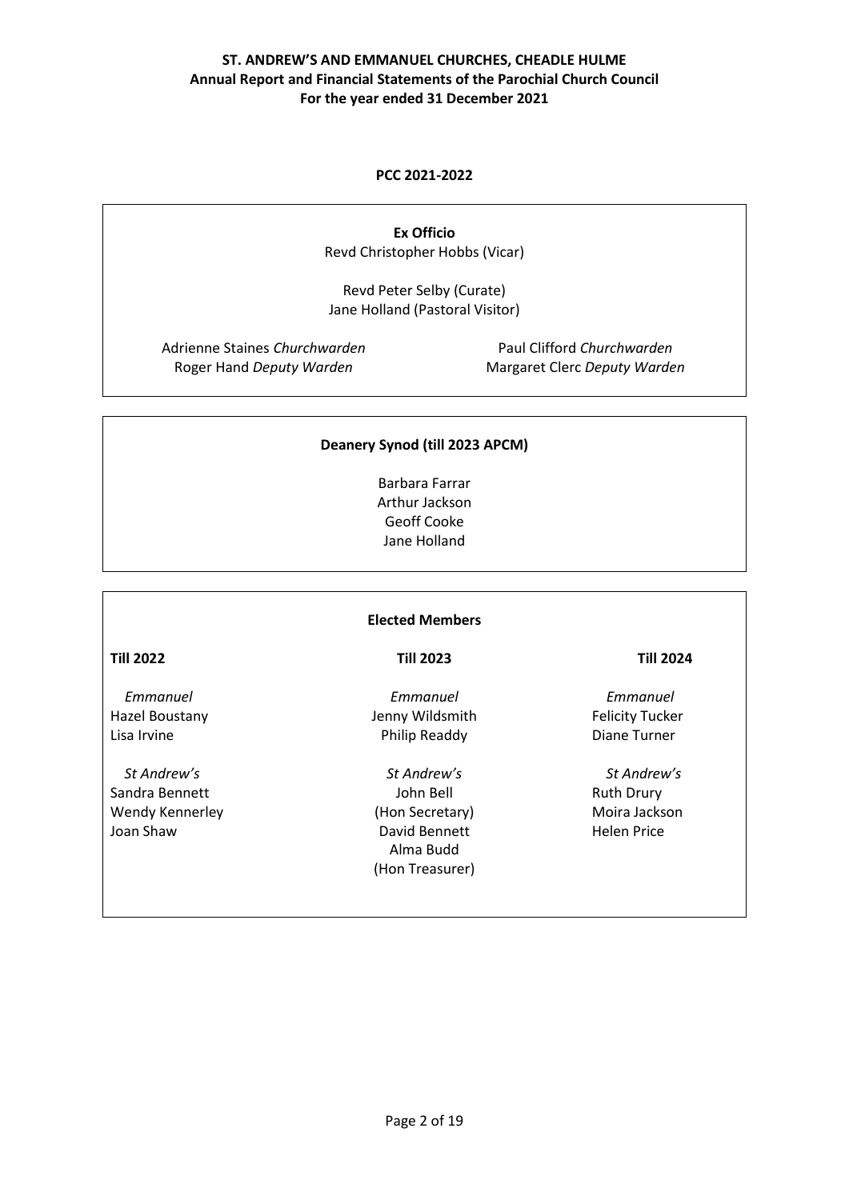**ST. ANDREW'S AND EMMANUEL CHURCHES, CHEADLE HULME**
**Annual Report and Financial Statements of the Parochial Church Council**
**For the year ended 31 December 2021**

## PCC 2021-2022

### Ex Officio

Revd Christopher Hobbs (Vicar)

Revd Peter Selby (Curate)
Jane Holland (Pastoral Visitor)

Adrienne Staines *Churchwarden*
Roger Hand *Deputy Warden*

Paul Clifford *Churchwarden*
Margaret Clerc *Deputy Warden*

### Deanery Synod (till 2023 APCM)

Barbara Farrar
Arthur Jackson
Geoff Cooke
Jane Holland

### Elected Members

| Till 2022 | Till 2023 | Till 2024 |
|---|---|---|
| *Emmanuel* | *Emmanuel* | *Emmanuel* |
| Hazel Boustany | Jenny Wildsmith | Felicity Tucker |
| Lisa Irvine | Philip Readdy | Diane Turner |
| *St Andrew's* | *St Andrew's* | *St Andrew's* |
| Sandra Bennett | John Bell (Hon Secretary) | Ruth Drury |
| Wendy Kennerley | David Bennett | Moira Jackson |
| Joan Shaw | Alma Budd (Hon Treasurer) | Helen Price |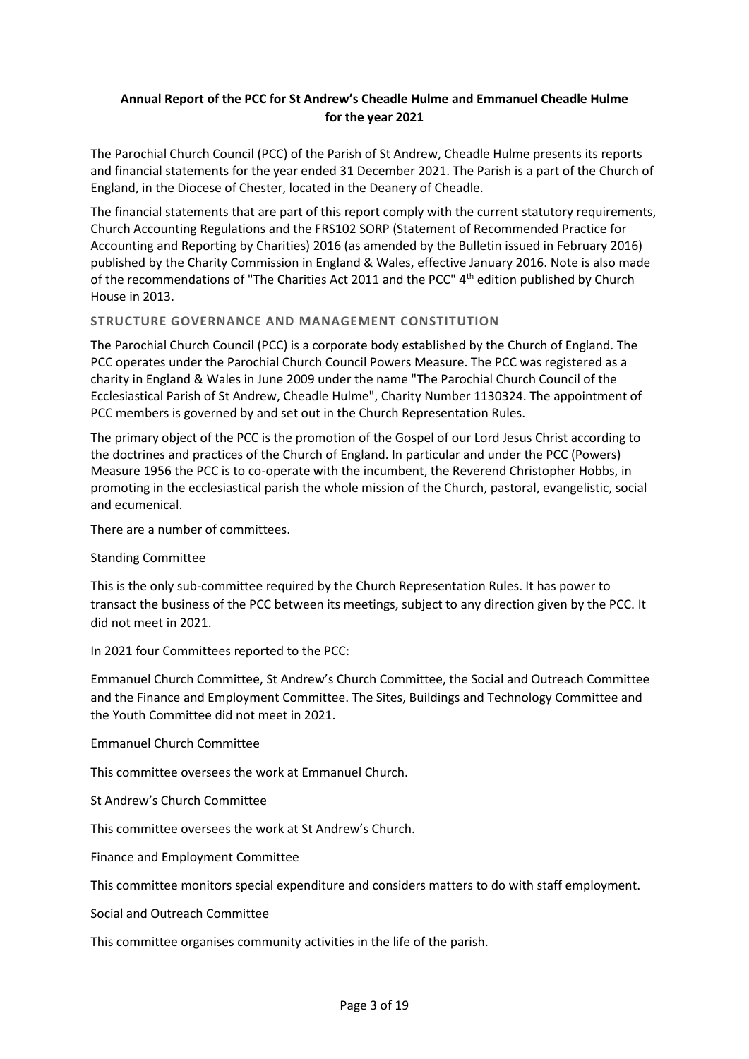**Annual Report of the PCC for St Andrew's Cheadle Hulme and Emmanuel Cheadle Hulme for the year 2021**

The Parochial Church Council (PCC) of the Parish of St Andrew, Cheadle Hulme presents its reports and financial statements for the year ended 31 December 2021. The Parish is a part of the Church of England, in the Diocese of Chester, located in the Deanery of Cheadle.

The financial statements that are part of this report comply with the current statutory requirements, Church Accounting Regulations and the FRS102 SORP (Statement of Recommended Practice for Accounting and Reporting by Charities) 2016 (as amended by the Bulletin issued in February 2016) published by the Charity Commission in England & Wales, effective January 2016. Note is also made of the recommendations of "The Charities Act 2011 and the PCC" 4th edition published by Church House in 2013.

## STRUCTURE GOVERNANCE AND MANAGEMENT CONSTITUTION

The Parochial Church Council (PCC) is a corporate body established by the Church of England. The PCC operates under the Parochial Church Council Powers Measure. The PCC was registered as a charity in England & Wales in June 2009 under the name "The Parochial Church Council of the Ecclesiastical Parish of St Andrew, Cheadle Hulme", Charity Number 1130324. The appointment of PCC members is governed by and set out in the Church Representation Rules.

The primary object of the PCC is the promotion of the Gospel of our Lord Jesus Christ according to the doctrines and practices of the Church of England. In particular and under the PCC (Powers) Measure 1956 the PCC is to co-operate with the incumbent, the Reverend Christopher Hobbs, in promoting in the ecclesiastical parish the whole mission of the Church, pastoral, evangelistic, social and ecumenical.

There are a number of committees.

Standing Committee

This is the only sub-committee required by the Church Representation Rules. It has power to transact the business of the PCC between its meetings, subject to any direction given by the PCC. It did not meet in 2021.

In 2021 four Committees reported to the PCC:

Emmanuel Church Committee, St Andrew's Church Committee, the Social and Outreach Committee and the Finance and Employment Committee. The Sites, Buildings and Technology Committee and the Youth Committee did not meet in 2021.

Emmanuel Church Committee

This committee oversees the work at Emmanuel Church.

St Andrew's Church Committee

This committee oversees the work at St Andrew's Church.

Finance and Employment Committee

This committee monitors special expenditure and considers matters to do with staff employment.

Social and Outreach Committee

This committee organises community activities in the life of the parish.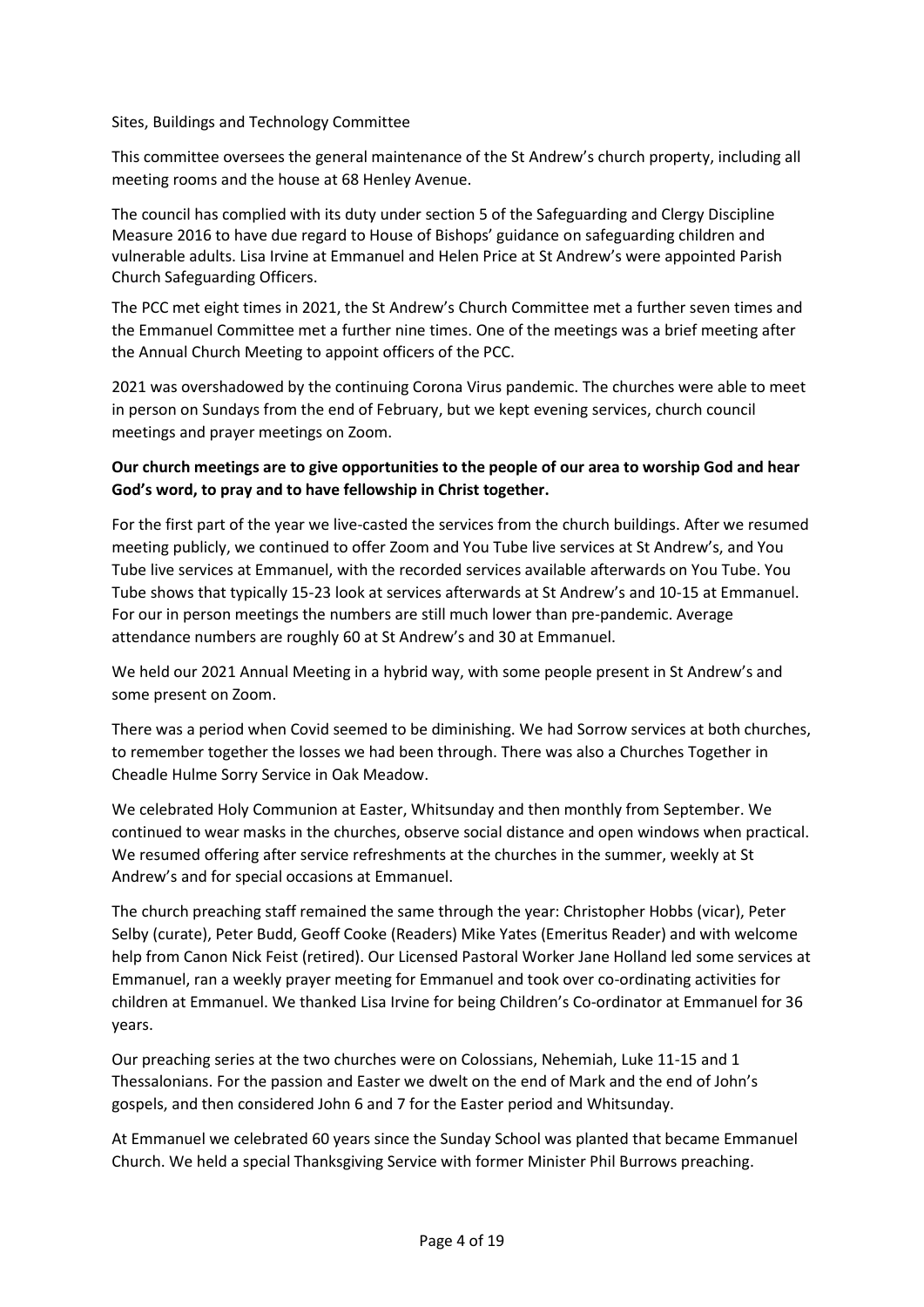Sites, Buildings and Technology Committee

This committee oversees the general maintenance of the St Andrew's church property, including all meeting rooms and the house at 68 Henley Avenue.

The council has complied with its duty under section 5 of the Safeguarding and Clergy Discipline Measure 2016 to have due regard to House of Bishops' guidance on safeguarding children and vulnerable adults. Lisa Irvine at Emmanuel and Helen Price at St Andrew's were appointed Parish Church Safeguarding Officers.

The PCC met eight times in 2021, the St Andrew's Church Committee met a further seven times and the Emmanuel Committee met a further nine times. One of the meetings was a brief meeting after the Annual Church Meeting to appoint officers of the PCC.

2021 was overshadowed by the continuing Corona Virus pandemic. The churches were able to meet in person on Sundays from the end of February, but we kept evening services, church council meetings and prayer meetings on Zoom.

**Our church meetings are to give opportunities to the people of our area to worship God and hear God's word, to pray and to have fellowship in Christ together.**

For the first part of the year we live-casted the services from the church buildings. After we resumed meeting publicly, we continued to offer Zoom and You Tube live services at St Andrew's, and You Tube live services at Emmanuel, with the recorded services available afterwards on You Tube. You Tube shows that typically 15-23 look at services afterwards at St Andrew's and 10-15 at Emmanuel. For our in person meetings the numbers are still much lower than pre-pandemic. Average attendance numbers are roughly 60 at St Andrew's and 30 at Emmanuel.

We held our 2021 Annual Meeting in a hybrid way, with some people present in St Andrew's and some present on Zoom.

There was a period when Covid seemed to be diminishing. We had Sorrow services at both churches, to remember together the losses we had been through. There was also a Churches Together in Cheadle Hulme Sorry Service in Oak Meadow.

We celebrated Holy Communion at Easter, Whitsunday and then monthly from September. We continued to wear masks in the churches, observe social distance and open windows when practical. We resumed offering after service refreshments at the churches in the summer, weekly at St Andrew's and for special occasions at Emmanuel.

The church preaching staff remained the same through the year: Christopher Hobbs (vicar), Peter Selby (curate), Peter Budd, Geoff Cooke (Readers) Mike Yates (Emeritus Reader) and with welcome help from Canon Nick Feist (retired). Our Licensed Pastoral Worker Jane Holland led some services at Emmanuel, ran a weekly prayer meeting for Emmanuel and took over co-ordinating activities for children at Emmanuel. We thanked Lisa Irvine for being Children's Co-ordinator at Emmanuel for 36 years.

Our preaching series at the two churches were on Colossians, Nehemiah, Luke 11-15 and 1 Thessalonians. For the passion and Easter we dwelt on the end of Mark and the end of John's gospels, and then considered John 6 and 7 for the Easter period and Whitsunday.

At Emmanuel we celebrated 60 years since the Sunday School was planted that became Emmanuel Church. We held a special Thanksgiving Service with former Minister Phil Burrows preaching.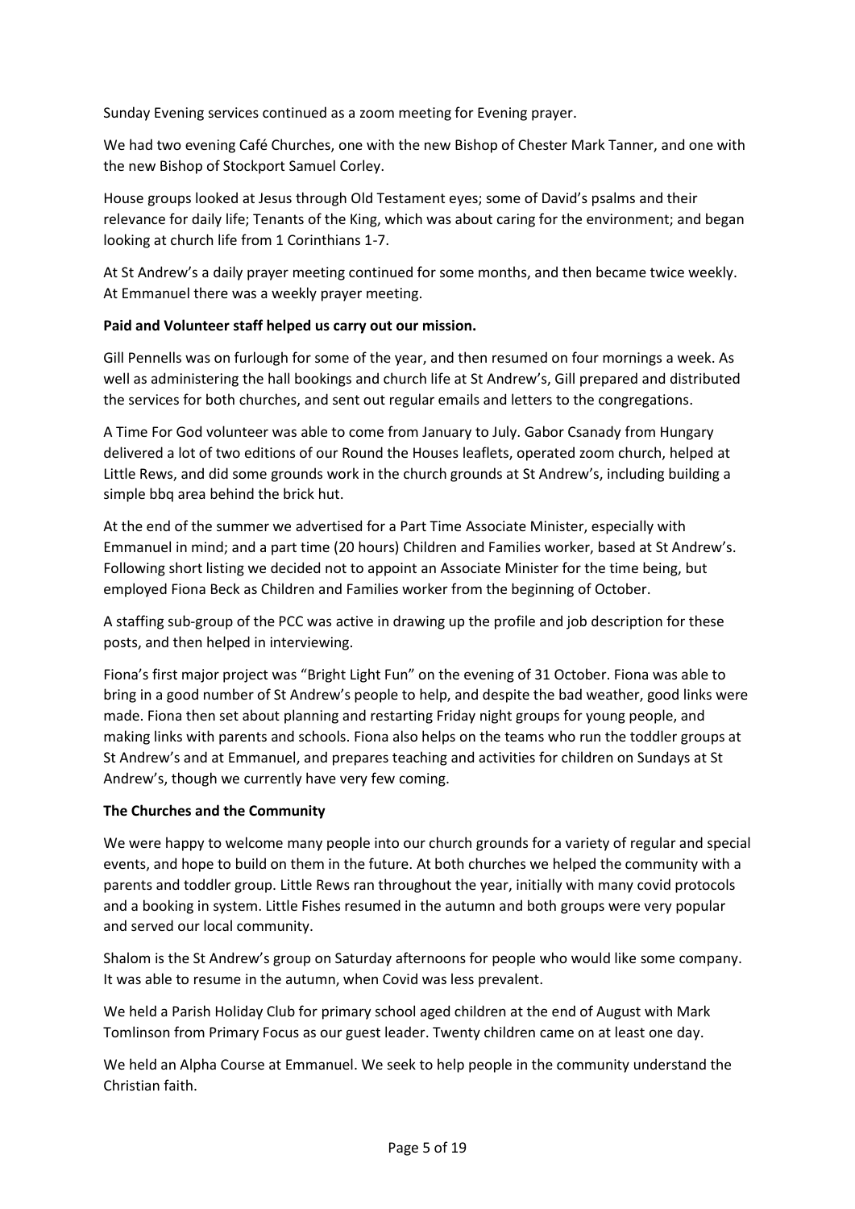Sunday Evening services continued as a zoom meeting for Evening prayer.

We had two evening Café Churches, one with the new Bishop of Chester Mark Tanner, and one with the new Bishop of Stockport Samuel Corley.

House groups looked at Jesus through Old Testament eyes; some of David's psalms and their relevance for daily life; Tenants of the King, which was about caring for the environment; and began looking at church life from 1 Corinthians 1-7.

At St Andrew's a daily prayer meeting continued for some months, and then became twice weekly. At Emmanuel there was a weekly prayer meeting.

**Paid and Volunteer staff helped us carry out our mission.**

Gill Pennells was on furlough for some of the year, and then resumed on four mornings a week. As well as administering the hall bookings and church life at St Andrew's, Gill prepared and distributed the services for both churches, and sent out regular emails and letters to the congregations.

A Time For God volunteer was able to come from January to July. Gabor Csanady from Hungary delivered a lot of two editions of our Round the Houses leaflets, operated zoom church, helped at Little Rews, and did some grounds work in the church grounds at St Andrew's, including building a simple bbq area behind the brick hut.

At the end of the summer we advertised for a Part Time Associate Minister, especially with Emmanuel in mind; and a part time (20 hours) Children and Families worker, based at St Andrew's. Following short listing we decided not to appoint an Associate Minister for the time being, but employed Fiona Beck as Children and Families worker from the beginning of October.

A staffing sub-group of the PCC was active in drawing up the profile and job description for these posts, and then helped in interviewing.

Fiona's first major project was "Bright Light Fun" on the evening of 31 October. Fiona was able to bring in a good number of St Andrew's people to help, and despite the bad weather, good links were made. Fiona then set about planning and restarting Friday night groups for young people, and making links with parents and schools. Fiona also helps on the teams who run the toddler groups at St Andrew's and at Emmanuel, and prepares teaching and activities for children on Sundays at St Andrew's, though we currently have very few coming.

**The Churches and the Community**

We were happy to welcome many people into our church grounds for a variety of regular and special events, and hope to build on them in the future. At both churches we helped the community with a parents and toddler group. Little Rews ran throughout the year, initially with many covid protocols and a booking in system. Little Fishes resumed in the autumn and both groups were very popular and served our local community.

Shalom is the St Andrew's group on Saturday afternoons for people who would like some company. It was able to resume in the autumn, when Covid was less prevalent.

We held a Parish Holiday Club for primary school aged children at the end of August with Mark Tomlinson from Primary Focus as our guest leader. Twenty children came on at least one day.

We held an Alpha Course at Emmanuel. We seek to help people in the community understand the Christian faith.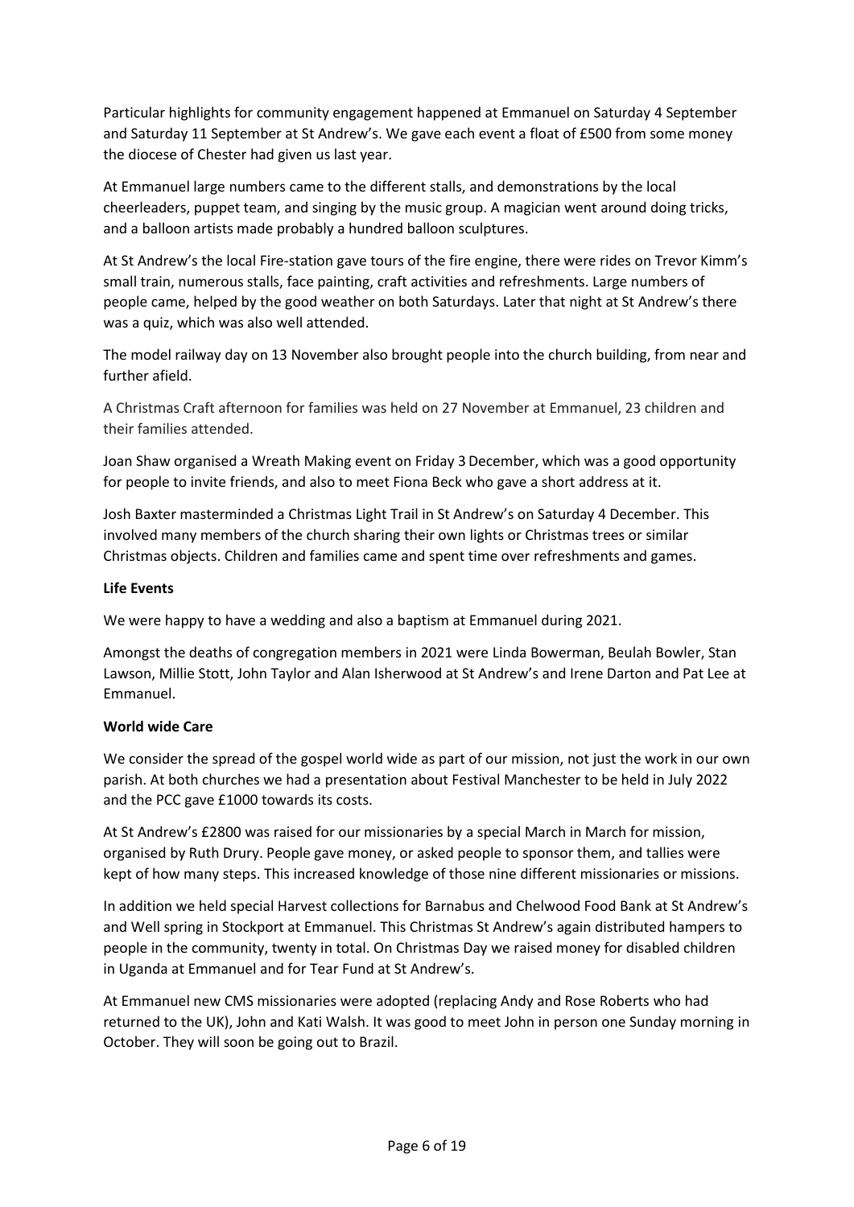Particular highlights for community engagement happened at Emmanuel on Saturday 4 September and Saturday 11 September at St Andrew's. We gave each event a float of £500 from some money the diocese of Chester had given us last year.

At Emmanuel large numbers came to the different stalls, and demonstrations by the local cheerleaders, puppet team, and singing by the music group. A magician went around doing tricks, and a balloon artists made probably a hundred balloon sculptures.

At St Andrew's the local Fire-station gave tours of the fire engine, there were rides on Trevor Kimm's small train, numerous stalls, face painting, craft activities and refreshments. Large numbers of people came, helped by the good weather on both Saturdays. Later that night at St Andrew's there was a quiz, which was also well attended.

The model railway day on 13 November also brought people into the church building, from near and further afield.

A Christmas Craft afternoon for families was held on 27 November at Emmanuel, 23 children and their families attended.

Joan Shaw organised a Wreath Making event on Friday 3 December, which was a good opportunity for people to invite friends, and also to meet Fiona Beck who gave a short address at it.

Josh Baxter masterminded a Christmas Light Trail in St Andrew's on Saturday 4 December. This involved many members of the church sharing their own lights or Christmas trees or similar Christmas objects. Children and families came and spent time over refreshments and games.

**Life Events**

We were happy to have a wedding and also a baptism at Emmanuel during 2021.

Amongst the deaths of congregation members in 2021 were Linda Bowerman, Beulah Bowler, Stan Lawson, Millie Stott, John Taylor and Alan Isherwood at St Andrew's and Irene Darton and Pat Lee at Emmanuel.

**World wide Care**

We consider the spread of the gospel world wide as part of our mission, not just the work in our own parish. At both churches we had a presentation about Festival Manchester to be held in July 2022 and the PCC gave £1000 towards its costs.

At St Andrew's £2800 was raised for our missionaries by a special March in March for mission, organised by Ruth Drury. People gave money, or asked people to sponsor them, and tallies were kept of how many steps. This increased knowledge of those nine different missionaries or missions.

In addition we held special Harvest collections for Barnabus and Chelwood Food Bank at St Andrew's and Well spring in Stockport at Emmanuel. This Christmas St Andrew's again distributed hampers to people in the community, twenty in total. On Christmas Day we raised money for disabled children in Uganda at Emmanuel and for Tear Fund at St Andrew's.

At Emmanuel new CMS missionaries were adopted (replacing Andy and Rose Roberts who had returned to the UK), John and Kati Walsh. It was good to meet John in person one Sunday morning in October. They will soon be going out to Brazil.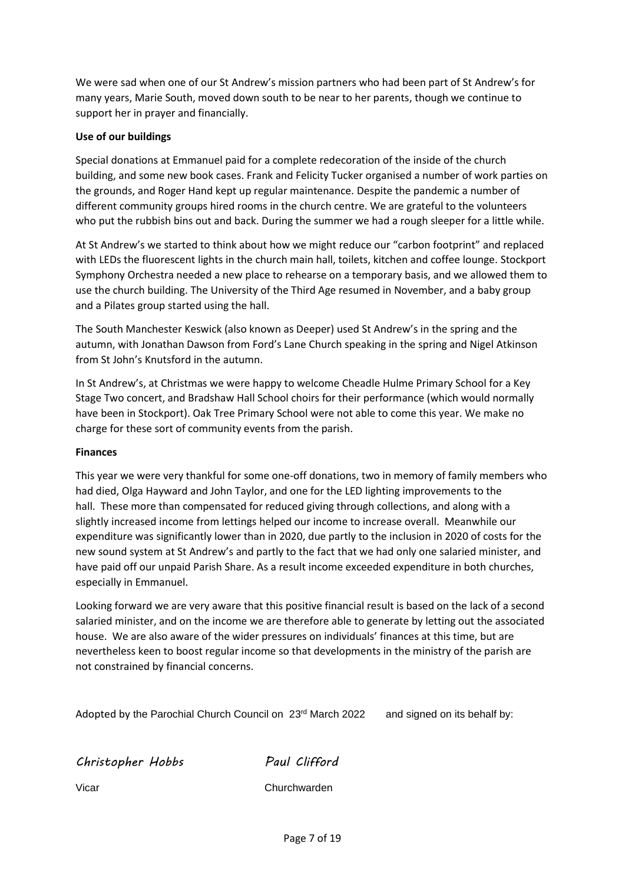We were sad when one of our St Andrew's mission partners who had been part of St Andrew's for many years, Marie South, moved down south to be near to her parents, though we continue to support her in prayer and financially.

**Use of our buildings**

Special donations at Emmanuel paid for a complete redecoration of the inside of the church building, and some new book cases. Frank and Felicity Tucker organised a number of work parties on the grounds, and Roger Hand kept up regular maintenance. Despite the pandemic a number of different community groups hired rooms in the church centre. We are grateful to the volunteers who put the rubbish bins out and back. During the summer we had a rough sleeper for a little while.

At St Andrew's we started to think about how we might reduce our "carbon footprint" and replaced with LEDs the fluorescent lights in the church main hall, toilets, kitchen and coffee lounge. Stockport Symphony Orchestra needed a new place to rehearse on a temporary basis, and we allowed them to use the church building. The University of the Third Age resumed in November, and a baby group and a Pilates group started using the hall.

The South Manchester Keswick (also known as Deeper) used St Andrew's in the spring and the autumn, with Jonathan Dawson from Ford's Lane Church speaking in the spring and Nigel Atkinson from St John's Knutsford in the autumn.

In St Andrew's, at Christmas we were happy to welcome Cheadle Hulme Primary School for a Key Stage Two concert, and Bradshaw Hall School choirs for their performance (which would normally have been in Stockport). Oak Tree Primary School were not able to come this year. We make no charge for these sort of community events from the parish.

**Finances**

This year we were very thankful for some one-off donations, two in memory of family members who had died, Olga Hayward and John Taylor, and one for the LED lighting improvements to the hall. These more than compensated for reduced giving through collections, and along with a slightly increased income from lettings helped our income to increase overall. Meanwhile our expenditure was significantly lower than in 2020, due partly to the inclusion in 2020 of costs for the new sound system at St Andrew's and partly to the fact that we had only one salaried minister, and have paid off our unpaid Parish Share. As a result income exceeded expenditure in both churches, especially in Emmanuel.

Looking forward we are very aware that this positive financial result is based on the lack of a second salaried minister, and on the income we are therefore able to generate by letting out the associated house. We are also aware of the wider pressures on individuals' finances at this time, but are nevertheless keen to boost regular income so that developments in the ministry of the parish are not constrained by financial concerns.

Adopted by the Parochial Church Council on 23rd March 2022 and signed on its behalf by:

*Christopher Hobbs* — Vicar

*Paul Clifford* — Churchwarden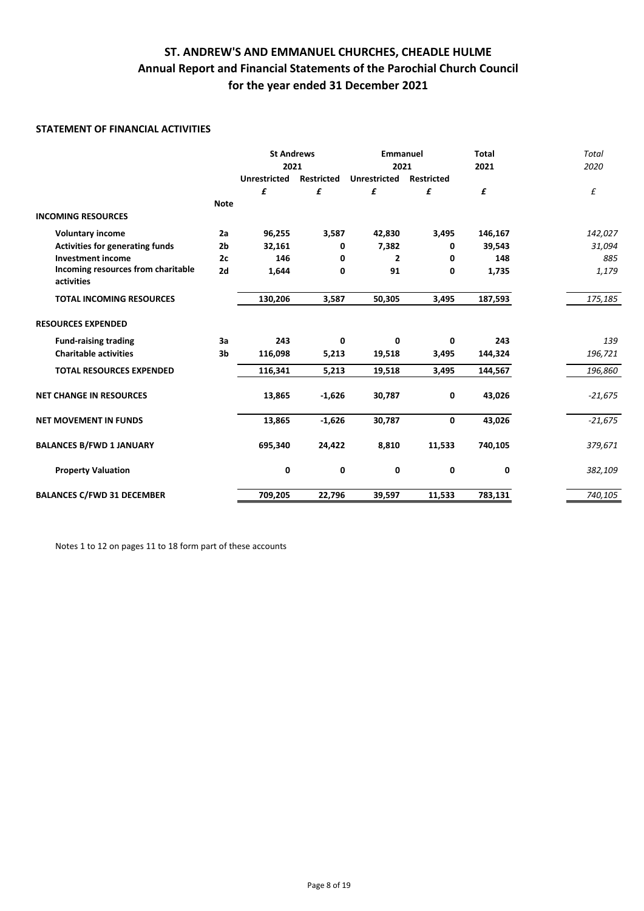# ST. ANDREW'S AND EMMANUEL CHURCHES, CHEADLE HULME
## Annual Report and Financial Statements of the Parochial Church Council
## for the year ended 31 December 2021

### STATEMENT OF FINANCIAL ACTIVITIES

| | | St Andrews 2021 | | Emmanuel 2021 | | Total 2021 | *Total 2020* |
|---|---|---|---|---|---|---|---|
| | | Unrestricted | Restricted | Unrestricted | Restricted | | |
| | | £ | £ | £ | £ | £ | *£* |
| | Note | | | | | | |
| **INCOMING RESOURCES** | | | | | | | |
| **Voluntary income** | 2a | 96,255 | 3,587 | 42,830 | 3,495 | 146,167 | *142,027* |
| **Activities for generating funds** | 2b | 32,161 | 0 | 7,382 | 0 | 39,543 | *31,094* |
| **Investment income** | 2c | 146 | 0 | 2 | 0 | 148 | *885* |
| **Incoming resources from charitable activities** | 2d | 1,644 | 0 | 91 | 0 | 1,735 | *1,179* |
| **TOTAL INCOMING RESOURCES** | | 130,206 | 3,587 | 50,305 | 3,495 | 187,593 | *175,185* |
| **RESOURCES EXPENDED** | | | | | | | |
| **Fund-raising trading** | 3a | 243 | 0 | 0 | 0 | 243 | *139* |
| **Charitable activities** | 3b | 116,098 | 5,213 | 19,518 | 3,495 | 144,324 | *196,721* |
| **TOTAL RESOURCES EXPENDED** | | 116,341 | 5,213 | 19,518 | 3,495 | 144,567 | *196,860* |
| **NET CHANGE IN RESOURCES** | | 13,865 | -1,626 | 30,787 | 0 | 43,026 | *-21,675* |
| **NET MOVEMENT IN FUNDS** | | 13,865 | -1,626 | 30,787 | 0 | 43,026 | *-21,675* |
| **BALANCES B/FWD 1 JANUARY** | | 695,340 | 24,422 | 8,810 | 11,533 | 740,105 | *379,671* |
| **Property Valuation** | | 0 | 0 | 0 | 0 | 0 | *382,109* |
| **BALANCES C/FWD 31 DECEMBER** | | 709,205 | 22,796 | 39,597 | 11,533 | 783,131 | *740,105* |

Notes 1 to 12 on pages 11 to 18 form part of these accounts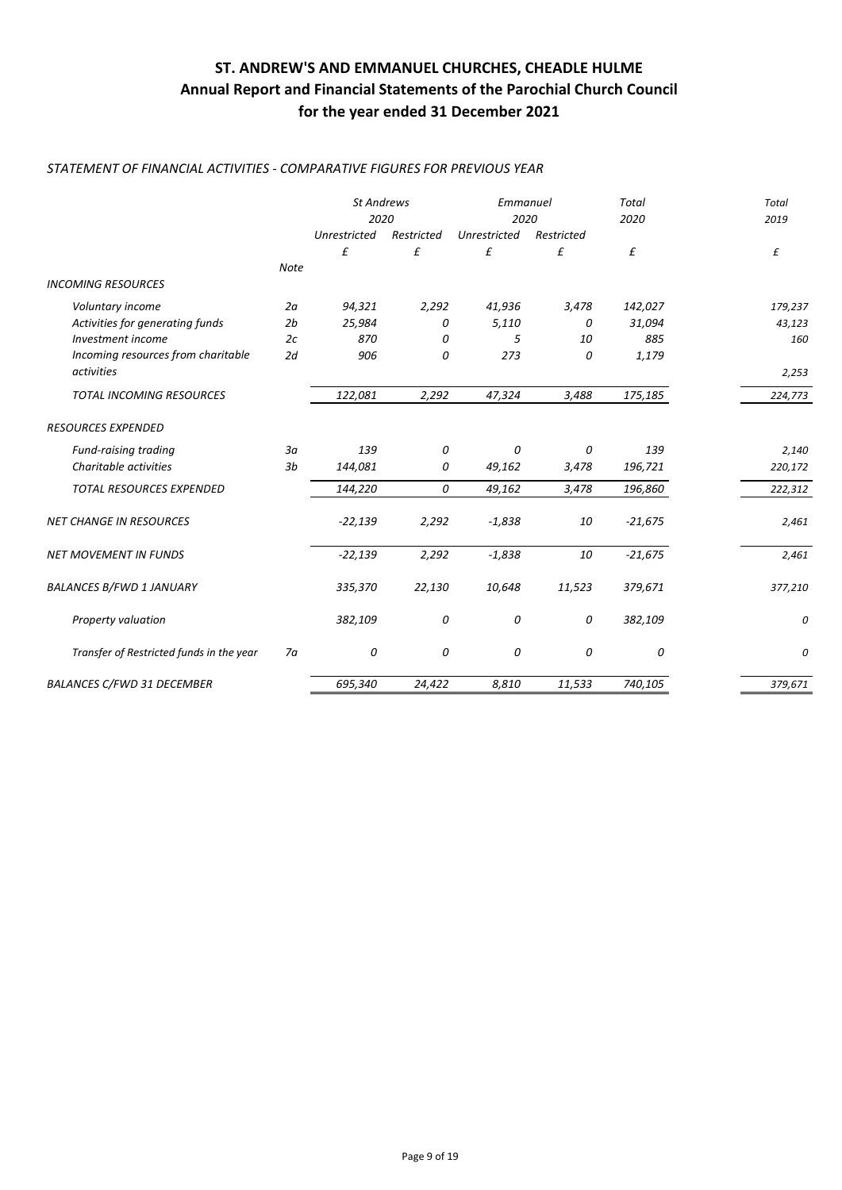# ST. ANDREW'S AND EMMANUEL CHURCHES, CHEADLE HULME
## Annual Report and Financial Statements of the Parochial Church Council
## for the year ended 31 December 2021

*STATEMENT OF FINANCIAL ACTIVITIES - COMPARATIVE FIGURES FOR PREVIOUS YEAR*

| | | *St Andrews 2020* | | *Emmanuel 2020* | | *Total 2020* | *Total 2019* |
|---|---|---|---|---|---|---|---|
| | | *Unrestricted* | *Restricted* | *Unrestricted* | *Restricted* | | |
| | | *£* | *£* | *£* | *£* | *£* | *£* |
| | *Note* | | | | | | |
| *INCOMING RESOURCES* | | | | | | | |
| *Voluntary income* | *2a* | *94,321* | *2,292* | *41,936* | *3,478* | *142,027* | *179,237* |
| *Activities for generating funds* | *2b* | *25,984* | *0* | *5,110* | *0* | *31,094* | *43,123* |
| *Investment income* | *2c* | *870* | *0* | *5* | *10* | *885* | *160* |
| *Incoming resources from charitable activities* | *2d* | *906* | *0* | *273* | *0* | *1,179* | *2,253* |
| *TOTAL INCOMING RESOURCES* | | *122,081* | *2,292* | *47,324* | *3,488* | *175,185* | *224,773* |
| *RESOURCES EXPENDED* | | | | | | | |
| *Fund-raising trading* | *3a* | *139* | *0* | *0* | *0* | *139* | *2,140* |
| *Charitable activities* | *3b* | *144,081* | *0* | *49,162* | *3,478* | *196,721* | *220,172* |
| *TOTAL RESOURCES EXPENDED* | | *144,220* | *0* | *49,162* | *3,478* | *196,860* | *222,312* |
| *NET CHANGE IN RESOURCES* | | *-22,139* | *2,292* | *-1,838* | *10* | *-21,675* | *2,461* |
| *NET MOVEMENT IN FUNDS* | | *-22,139* | *2,292* | *-1,838* | *10* | *-21,675* | *2,461* |
| *BALANCES B/FWD 1 JANUARY* | | *335,370* | *22,130* | *10,648* | *11,523* | *379,671* | *377,210* |
| *Property valuation* | | *382,109* | *0* | *0* | *0* | *382,109* | *0* |
| *Transfer of Restricted funds in the year* | *7a* | *0* | *0* | *0* | *0* | *0* | *0* |
| *BALANCES C/FWD 31 DECEMBER* | | *695,340* | *24,422* | *8,810* | *11,533* | *740,105* | *379,671* |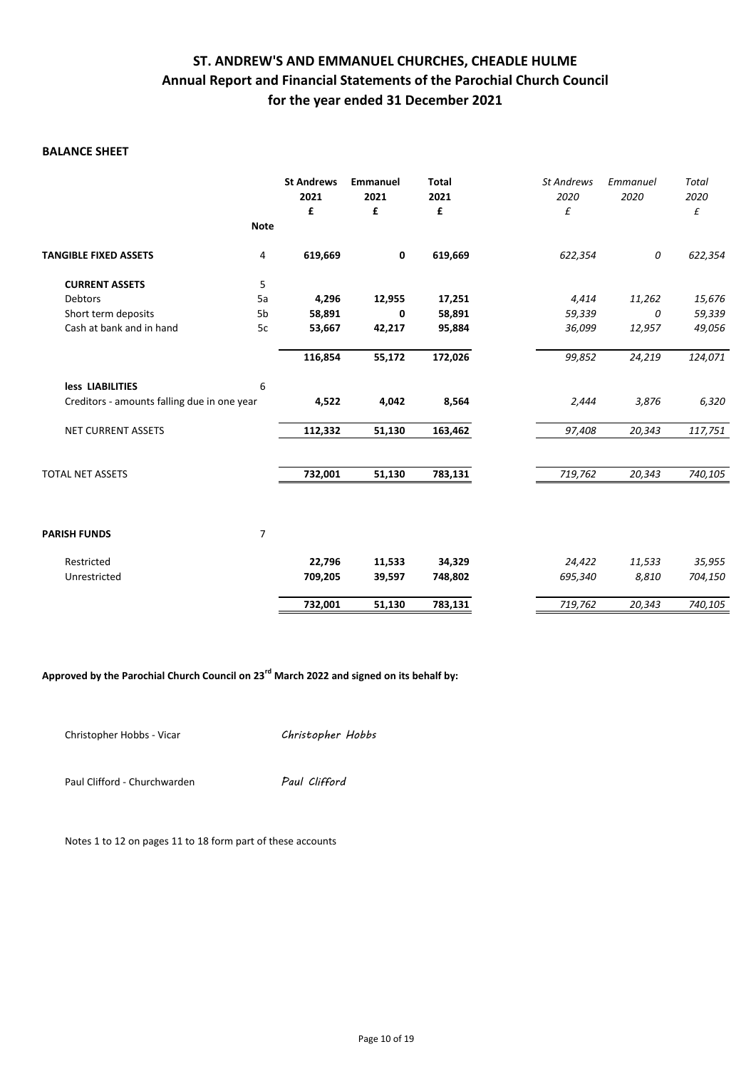# ST. ANDREW'S AND EMMANUEL CHURCHES, CHEADLE HULME
## Annual Report and Financial Statements of the Parochial Church Council
## for the year ended 31 December 2021

### BALANCE SHEET

| | Note | St Andrews 2021 £ | Emmanuel 2021 £ | Total 2021 £ | *St Andrews 2020 £* | *Emmanuel 2020* | *Total 2020 £* |
|---|---|---|---|---|---|---|---|
| **TANGIBLE FIXED ASSETS** | 4 | **619,669** | **0** | **619,669** | *622,354* | *0* | *622,354* |
| **CURRENT ASSETS** | 5 | | | | | | |
| Debtors | 5a | **4,296** | **12,955** | **17,251** | *4,414* | *11,262* | *15,676* |
| Short term deposits | 5b | **58,891** | **0** | **58,891** | *59,339* | *0* | *59,339* |
| Cash at bank and in hand | 5c | **53,667** | **42,217** | **95,884** | *36,099* | *12,957* | *49,056* |
| | | **116,854** | **55,172** | **172,026** | *99,852* | *24,219* | *124,071* |
| **less LIABILITIES** | 6 | | | | | | |
| Creditors - amounts falling due in one year | | **4,522** | **4,042** | **8,564** | *2,444* | *3,876* | *6,320* |
| NET CURRENT ASSETS | | **112,332** | **51,130** | **163,462** | *97,408* | *20,343* | *117,751* |
| TOTAL NET ASSETS | | **732,001** | **51,130** | **783,131** | *719,762* | *20,343* | *740,105* |
| **PARISH FUNDS** | 7 | | | | | | |
| Restricted | | **22,796** | **11,533** | **34,329** | *24,422* | *11,533* | *35,955* |
| Unrestricted | | **709,205** | **39,597** | **748,802** | *695,340* | *8,810* | *704,150* |
| | | **732,001** | **51,130** | **783,131** | *719,762* | *20,343* | *740,105* |

**Approved by the Parochial Church Council on 23rd March 2022 and signed on its behalf by:**

Christopher Hobbs - Vicar — *Christopher Hobbs*

Paul Clifford - Churchwarden — *Paul Clifford*

Notes 1 to 12 on pages 11 to 18 form part of these accounts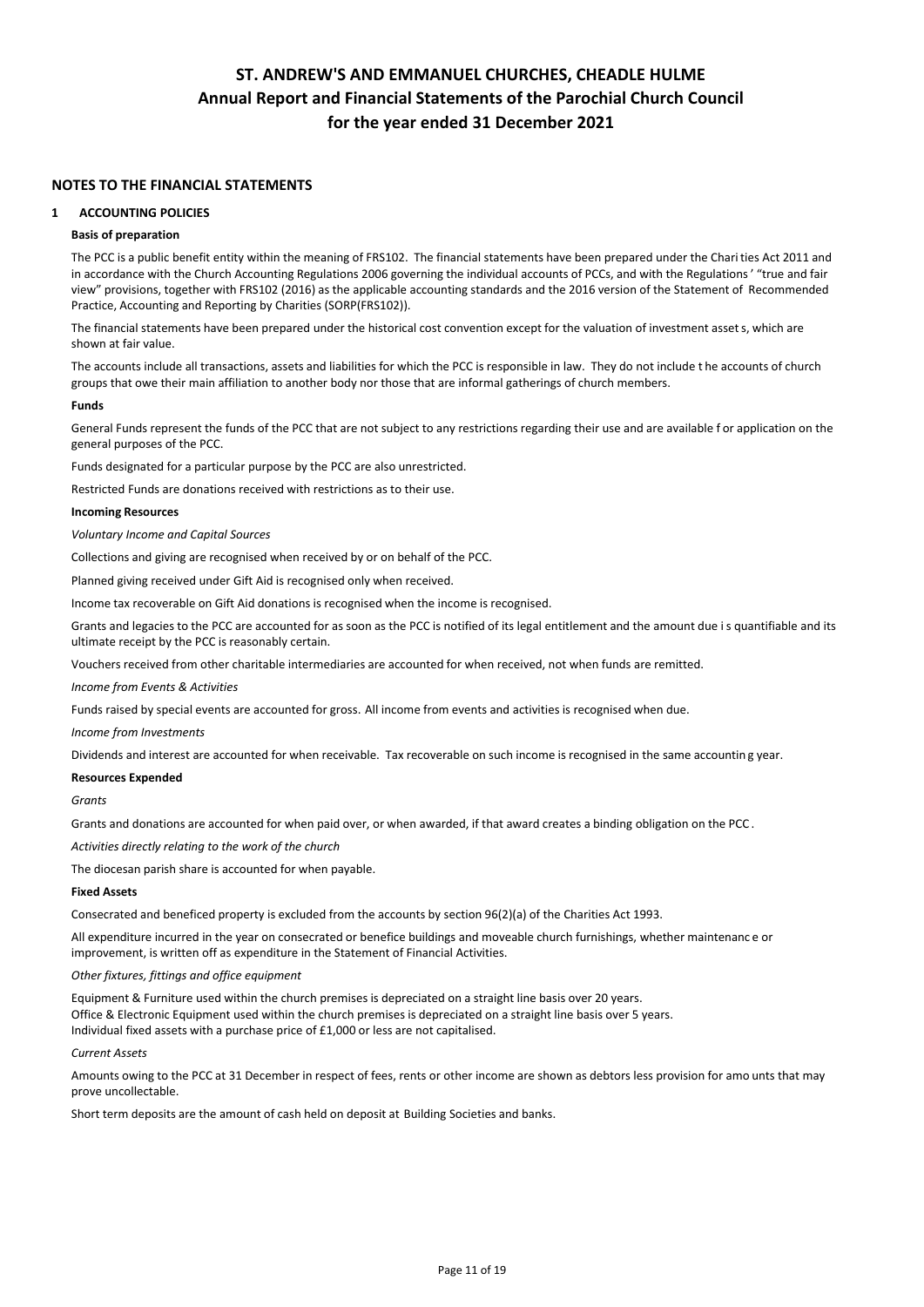# ST. ANDREW'S AND EMMANUEL CHURCHES, CHEADLE HULME
## Annual Report and Financial Statements of the Parochial Church Council
## for the year ended 31 December 2021

## NOTES TO THE FINANCIAL STATEMENTS

### 1 ACCOUNTING POLICIES

**Basis of preparation**

The PCC is a public benefit entity within the meaning of FRS102. The financial statements have been prepared under the Charities Act 2011 and in accordance with the Church Accounting Regulations 2006 governing the individual accounts of PCCs, and with the Regulations' "true and fair view" provisions, together with FRS102 (2016) as the applicable accounting standards and the 2016 version of the Statement of Recommended Practice, Accounting and Reporting by Charities (SORP(FRS102)).

The financial statements have been prepared under the historical cost convention except for the valuation of investment assets, which are shown at fair value.

The accounts include all transactions, assets and liabilities for which the PCC is responsible in law. They do not include the accounts of church groups that owe their main affiliation to another body nor those that are informal gatherings of church members.

**Funds**

General Funds represent the funds of the PCC that are not subject to any restrictions regarding their use and are available for application on the general purposes of the PCC.

Funds designated for a particular purpose by the PCC are also unrestricted.

Restricted Funds are donations received with restrictions as to their use.

**Incoming Resources**

*Voluntary Income and Capital Sources*

Collections and giving are recognised when received by or on behalf of the PCC.

Planned giving received under Gift Aid is recognised only when received.

Income tax recoverable on Gift Aid donations is recognised when the income is recognised.

Grants and legacies to the PCC are accounted for as soon as the PCC is notified of its legal entitlement and the amount due is quantifiable and its ultimate receipt by the PCC is reasonably certain.

Vouchers received from other charitable intermediaries are accounted for when received, not when funds are remitted.

*Income from Events & Activities*

Funds raised by special events are accounted for gross. All income from events and activities is recognised when due.

*Income from Investments*

Dividends and interest are accounted for when receivable. Tax recoverable on such income is recognised in the same accounting year.

**Resources Expended**

*Grants*

Grants and donations are accounted for when paid over, or when awarded, if that award creates a binding obligation on the PCC.

*Activities directly relating to the work of the church*

The diocesan parish share is accounted for when payable.

**Fixed Assets**

Consecrated and beneficed property is excluded from the accounts by section 96(2)(a) of the Charities Act 1993.

All expenditure incurred in the year on consecrated or benefice buildings and moveable church furnishings, whether maintenance or improvement, is written off as expenditure in the Statement of Financial Activities.

*Other fixtures, fittings and office equipment*

Equipment & Furniture used within the church premises is depreciated on a straight line basis over 20 years.
Office & Electronic Equipment used within the church premises is depreciated on a straight line basis over 5 years.
Individual fixed assets with a purchase price of £1,000 or less are not capitalised.

*Current Assets*

Amounts owing to the PCC at 31 December in respect of fees, rents or other income are shown as debtors less provision for amounts that may prove uncollectable.

Short term deposits are the amount of cash held on deposit at Building Societies and banks.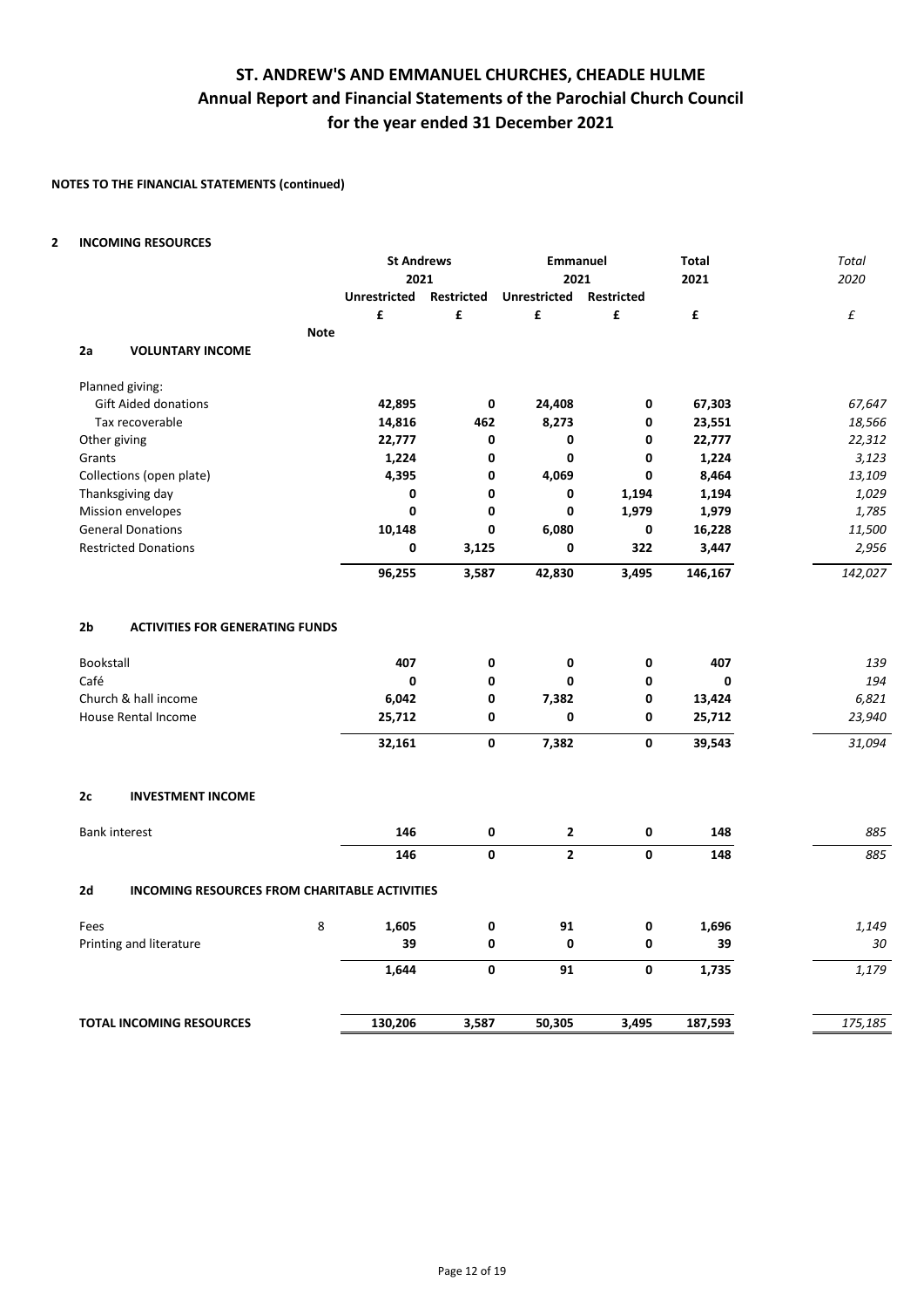# ST. ANDREW'S AND EMMANUEL CHURCHES, CHEADLE HULME
## Annual Report and Financial Statements of the Parochial Church Council
## for the year ended 31 December 2021

**NOTES TO THE FINANCIAL STATEMENTS (continued)**

**2 INCOMING RESOURCES**

| | Note | St Andrews 2021 | | Emmanuel 2021 | | Total 2021 | *Total 2020* |
|---|---|---|---|---|---|---|---|
| | | Unrestricted | Restricted | Unrestricted | Restricted | | |
| | | £ | £ | £ | £ | £ | *£* |
| **2a VOLUNTARY INCOME** | | | | | | | |
| Planned giving: | | | | | | | |
| Gift Aided donations | | 42,895 | 0 | 24,408 | 0 | 67,303 | *67,647* |
| Tax recoverable | | 14,816 | 462 | 8,273 | 0 | 23,551 | *18,566* |
| Other giving | | 22,777 | 0 | 0 | 0 | 22,777 | *22,312* |
| Grants | | 1,224 | 0 | 0 | 0 | 1,224 | *3,123* |
| Collections (open plate) | | 4,395 | 0 | 4,069 | 0 | 8,464 | *13,109* |
| Thanksgiving day | | 0 | 0 | 0 | 1,194 | 1,194 | *1,029* |
| Mission envelopes | | 0 | 0 | 0 | 1,979 | 1,979 | *1,785* |
| General Donations | | 10,148 | 0 | 6,080 | 0 | 16,228 | *11,500* |
| Restricted Donations | | 0 | 3,125 | 0 | 322 | 3,447 | *2,956* |
| | | **96,255** | **3,587** | **42,830** | **3,495** | **146,167** | *142,027* |
| **2b ACTIVITIES FOR GENERATING FUNDS** | | | | | | | |
| Bookstall | | 407 | 0 | 0 | 0 | 407 | *139* |
| Café | | 0 | 0 | 0 | 0 | 0 | *194* |
| Church & hall income | | 6,042 | 0 | 7,382 | 0 | 13,424 | *6,821* |
| House Rental Income | | 25,712 | 0 | 0 | 0 | 25,712 | *23,940* |
| | | **32,161** | **0** | **7,382** | **0** | **39,543** | *31,094* |
| **2c INVESTMENT INCOME** | | | | | | | |
| Bank interest | | 146 | 0 | 2 | 0 | 148 | *885* |
| | | **146** | **0** | **2** | **0** | **148** | *885* |
| **2d INCOMING RESOURCES FROM CHARITABLE ACTIVITIES** | | | | | | | |
| Fees | 8 | 1,605 | 0 | 91 | 0 | 1,696 | *1,149* |
| Printing and literature | | 39 | 0 | 0 | 0 | 39 | *30* |
| | | **1,644** | **0** | **91** | **0** | **1,735** | *1,179* |
| **TOTAL INCOMING RESOURCES** | | **130,206** | **3,587** | **50,305** | **3,495** | **187,593** | *175,185* |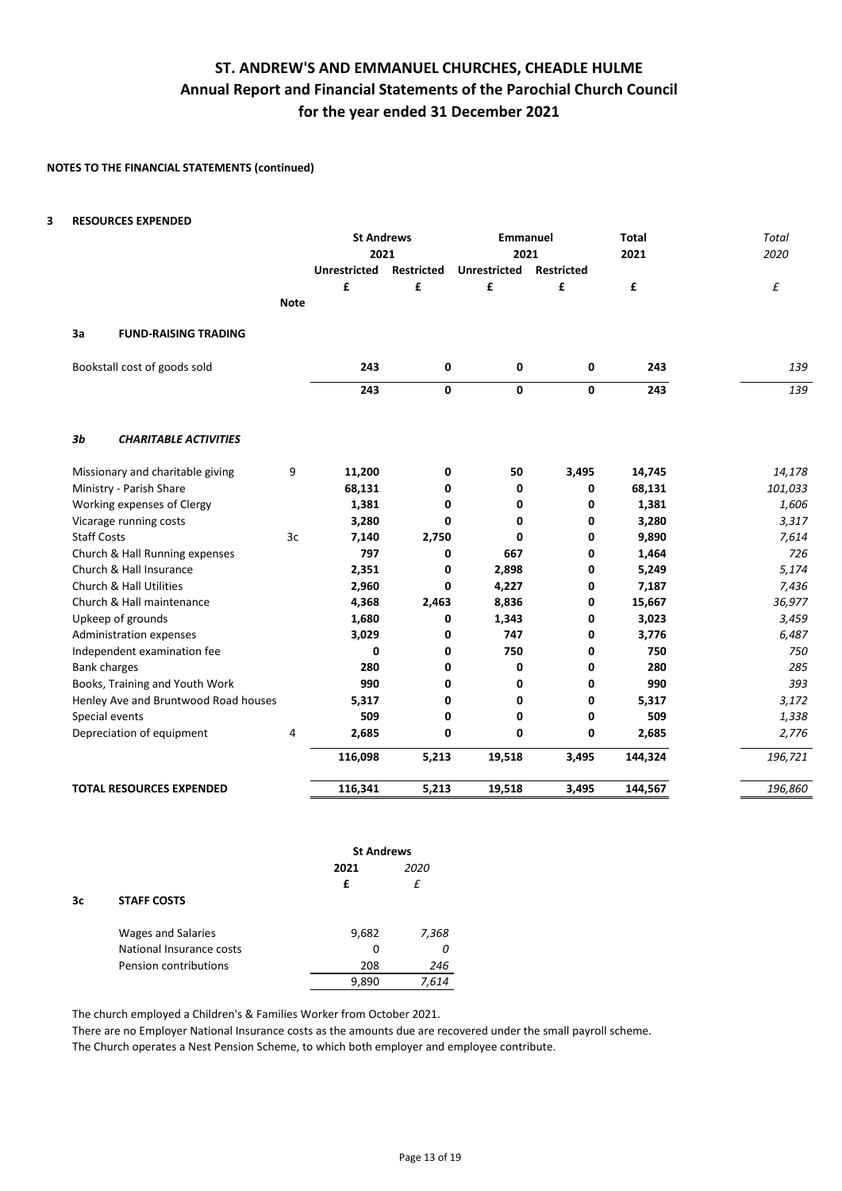# ST. ANDREW'S AND EMMANUEL CHURCHES, CHEADLE HULME
## Annual Report and Financial Statements of the Parochial Church Council
## for the year ended 31 December 2021

**NOTES TO THE FINANCIAL STATEMENTS (continued)**

**3 RESOURCES EXPENDED**

| | Note | St Andrews 2021 Unrestricted | St Andrews 2021 Restricted | Emmanuel 2021 Unrestricted | Emmanuel 2021 Restricted | Total 2021 | *Total 2020* |
|---|---|---|---|---|---|---|---|
| | | £ | £ | £ | £ | £ | *£* |
| **3a FUND-RAISING TRADING** | | | | | | | |
| Bookstall cost of goods sold | | **243** | **0** | **0** | **0** | **243** | *139* |
| | | **243** | **0** | **0** | **0** | **243** | *139* |
| ***3b CHARITABLE ACTIVITIES*** | | | | | | | |
| Missionary and charitable giving | 9 | **11,200** | **0** | **50** | **3,495** | **14,745** | *14,178* |
| Ministry - Parish Share | | **68,131** | **0** | **0** | **0** | **68,131** | *101,033* |
| Working expenses of Clergy | | **1,381** | **0** | **0** | **0** | **1,381** | *1,606* |
| Vicarage running costs | | **3,280** | **0** | **0** | **0** | **3,280** | *3,317* |
| Staff Costs | 3c | **7,140** | **2,750** | **0** | **0** | **9,890** | *7,614* |
| Church & Hall Running expenses | | **797** | **0** | **667** | **0** | **1,464** | *726* |
| Church & Hall Insurance | | **2,351** | **0** | **2,898** | **0** | **5,249** | *5,174* |
| Church & Hall Utilities | | **2,960** | **0** | **4,227** | **0** | **7,187** | *7,436* |
| Church & Hall maintenance | | **4,368** | **2,463** | **8,836** | **0** | **15,667** | *36,977* |
| Upkeep of grounds | | **1,680** | **0** | **1,343** | **0** | **3,023** | *3,459* |
| Administration expenses | | **3,029** | **0** | **747** | **0** | **3,776** | *6,487* |
| Independent examination fee | | **0** | **0** | **750** | **0** | **750** | *750* |
| Bank charges | | **280** | **0** | **0** | **0** | **280** | *285* |
| Books, Training and Youth Work | | **990** | **0** | **0** | **0** | **990** | *393* |
| Henley Ave and Bruntwood Road houses | | **5,317** | **0** | **0** | **0** | **5,317** | *3,172* |
| Special events | | **509** | **0** | **0** | **0** | **509** | *1,338* |
| Depreciation of equipment | 4 | **2,685** | **0** | **0** | **0** | **2,685** | *2,776* |
| | | **116,098** | **5,213** | **19,518** | **3,495** | **144,324** | *196,721* |
| **TOTAL RESOURCES EXPENDED** | | **116,341** | **5,213** | **19,518** | **3,495** | **144,567** | *196,860* |

**3c STAFF COSTS**

| | St Andrews 2021 | St Andrews *2020* |
|---|---|---|
| | **£** | *£* |
| Wages and Salaries | 9,682 | *7,368* |
| National Insurance costs | 0 | *0* |
| Pension contributions | 208 | *246* |
| | 9,890 | *7,614* |

The church employed a Children's & Families Worker from October 2021.

There are no Employer National Insurance costs as the amounts due are recovered under the small payroll scheme.

The Church operates a Nest Pension Scheme, to which both employer and employee contribute.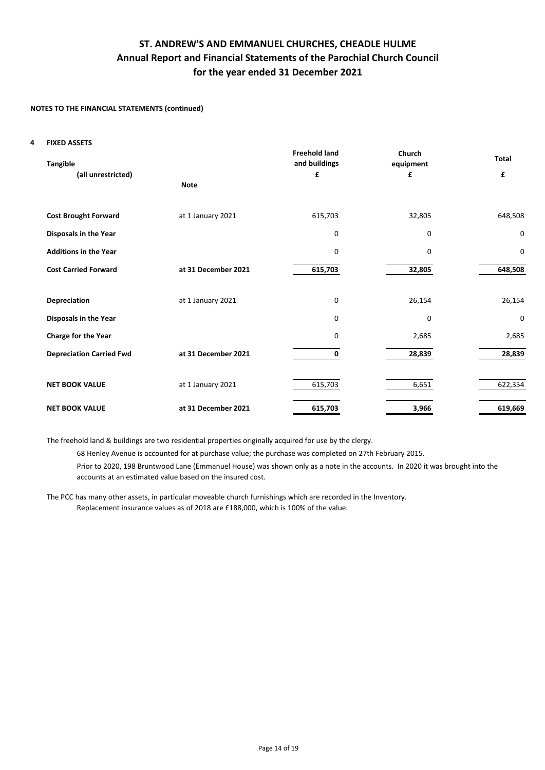# ST. ANDREW'S AND EMMANUEL CHURCHES, CHEADLE HULME
## Annual Report and Financial Statements of the Parochial Church Council
## for the year ended 31 December 2021

**NOTES TO THE FINANCIAL STATEMENTS (continued)**

**4 FIXED ASSETS**

| **Tangible** (all unrestricted) | **Note** | **Freehold land and buildings** £ | **Church equipment** £ | **Total** £ |
|---|---|---|---|---|
| **Cost Brought Forward** | at 1 January 2021 | 615,703 | 32,805 | 648,508 |
| **Disposals in the Year** | | 0 | 0 | 0 |
| **Additions in the Year** | | 0 | 0 | 0 |
| **Cost Carried Forward** | **at 31 December 2021** | **615,703** | **32,805** | **648,508** |
| **Depreciation** | at 1 January 2021 | 0 | 26,154 | 26,154 |
| **Disposals in the Year** | | 0 | 0 | 0 |
| **Charge for the Year** | | 0 | 2,685 | 2,685 |
| **Depreciation Carried Fwd** | **at 31 December 2021** | **0** | **28,839** | **28,839** |
| **NET BOOK VALUE** | at 1 January 2021 | 615,703 | 6,651 | 622,354 |
| **NET BOOK VALUE** | **at 31 December 2021** | **615,703** | **3,966** | **619,669** |

The freehold land & buildings are two residential properties originally acquired for use by the clergy.

68 Henley Avenue is accounted for at purchase value; the purchase was completed on 27th February 2015.

Prior to 2020, 198 Bruntwood Lane (Emmanuel House) was shown only as a note in the accounts. In 2020 it was brought into the accounts at an estimated value based on the insured cost.

The PCC has many other assets, in particular moveable church furnishings which are recorded in the Inventory.

Replacement insurance values as of 2018 are £188,000, which is 100% of the value.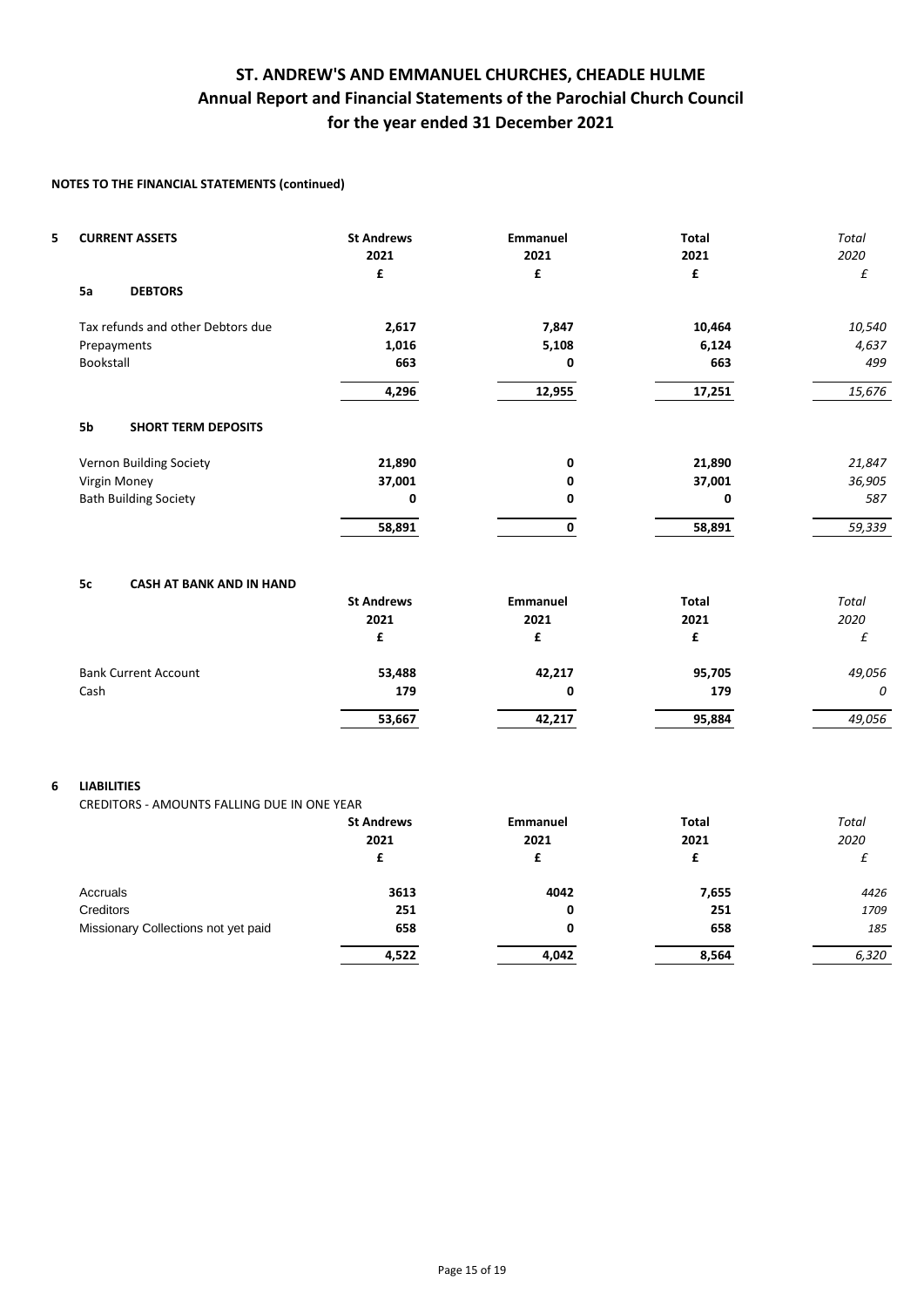# ST. ANDREW'S AND EMMANUEL CHURCHES, CHEADLE HULME
## Annual Report and Financial Statements of the Parochial Church Council
## for the year ended 31 December 2021

**NOTES TO THE FINANCIAL STATEMENTS (continued)**

### 5 CURRENT ASSETS

| | St Andrews 2021 £ | Emmanuel 2021 £ | Total 2021 £ | *Total 2020 £* |
|---|---|---|---|---|
| **5a DEBTORS** | | | | |
| Tax refunds and other Debtors due | **2,617** | **7,847** | **10,464** | *10,540* |
| Prepayments | **1,016** | **5,108** | **6,124** | *4,637* |
| Bookstall | **663** | **0** | **663** | *499* |
| | **4,296** | **12,955** | **17,251** | *15,676* |
| **5b SHORT TERM DEPOSITS** | | | | |
| Vernon Building Society | **21,890** | **0** | **21,890** | *21,847* |
| Virgin Money | **37,001** | **0** | **37,001** | *36,905* |
| Bath Building Society | **0** | **0** | **0** | *587* |
| | **58,891** | **0** | **58,891** | *59,339* |

**5c CASH AT BANK AND IN HAND**

| | St Andrews 2021 £ | Emmanuel 2021 £ | Total 2021 £ | *Total 2020 £* |
|---|---|---|---|---|
| Bank Current Account | **53,488** | **42,217** | **95,705** | *49,056* |
| Cash | **179** | **0** | **179** | *0* |
| | **53,667** | **42,217** | **95,884** | *49,056* |

### 6 LIABILITIES

CREDITORS - AMOUNTS FALLING DUE IN ONE YEAR

| | St Andrews 2021 £ | Emmanuel 2021 £ | Total 2021 £ | *Total 2020 £* |
|---|---|---|---|---|
| Accruals | **3613** | **4042** | **7,655** | *4426* |
| Creditors | **251** | **0** | **251** | *1709* |
| Missionary Collections not yet paid | **658** | **0** | **658** | *185* |
| | **4,522** | **4,042** | **8,564** | *6,320* |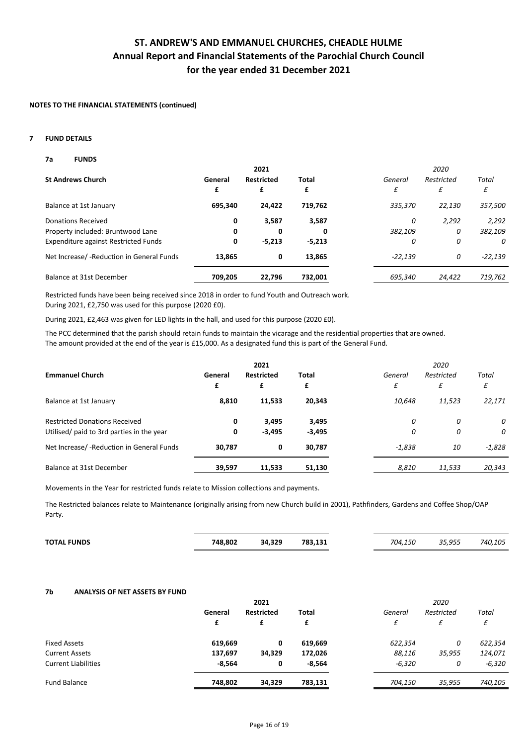# ST. ANDREW'S AND EMMANUEL CHURCHES, CHEADLE HULME
## Annual Report and Financial Statements of the Parochial Church Council
## for the year ended 31 December 2021

**NOTES TO THE FINANCIAL STATEMENTS (continued)**

### 7 FUND DETAILS

#### 7a FUNDS

| **St Andrews Church** | **General** | **2021 Restricted** | **Total** | *General* | *2020 Restricted* | *Total* |
|---|---|---|---|---|---|---|
| | **£** | **£** | **£** | *£* | *£* | *£* |
| Balance at 1st January | **695,340** | **24,422** | **719,762** | *335,370* | *22,130* | *357,500* |
| Donations Received | **0** | **3,587** | **3,587** | *0* | *2,292* | *2,292* |
| Property included: Bruntwood Lane | **0** | **0** | **0** | *382,109* | *0* | *382,109* |
| Expenditure against Restricted Funds | **0** | **-5,213** | **-5,213** | *0* | *0* | *0* |
| Net Increase/ -Reduction in General Funds | **13,865** | **0** | **13,865** | *-22,139* | *0* | *-22,139* |
| Balance at 31st December | **709,205** | **22,796** | **732,001** | *695,340* | *24,422* | *719,762* |

Restricted funds have been being received since 2018 in order to fund Youth and Outreach work.
During 2021, £2,750 was used for this purpose (2020 £0).

During 2021, £2,463 was given for LED lights in the hall, and used for this purpose (2020 £0).

The PCC determined that the parish should retain funds to maintain the vicarage and the residential properties that are owned.
The amount provided at the end of the year is £15,000. As a designated fund this is part of the General Fund.

| **Emmanuel Church** | **General** | **2021 Restricted** | **Total** | *General* | *2020 Restricted* | *Total* |
|---|---|---|---|---|---|---|
| | **£** | **£** | **£** | *£* | *£* | *£* |
| Balance at 1st January | **8,810** | **11,533** | **20,343** | *10,648* | *11,523* | *22,171* |
| Restricted Donations Received | **0** | **3,495** | **3,495** | *0* | *0* | *0* |
| Utilised/ paid to 3rd parties in the year | **0** | **-3,495** | **-3,495** | *0* | *0* | *0* |
| Net Increase/ -Reduction in General Funds | **30,787** | **0** | **30,787** | *-1,838* | *10* | *-1,828* |
| Balance at 31st December | **39,597** | **11,533** | **51,130** | *8,810* | *11,533* | *20,343* |

Movements in the Year for restricted funds relate to Mission collections and payments.

The Restricted balances relate to Maintenance (originally arising from new Church build in 2001), Pathfinders, Gardens and Coffee Shop/OAP Party.

| | 2021 General | 2021 Restricted | 2021 Total | 2020 General | 2020 Restricted | 2020 Total |
|---|---|---|---|---|---|---|
| **TOTAL FUNDS** | **748,802** | **34,329** | **783,131** | *704,150* | *35,955* | *740,105* |

#### 7b ANALYSIS OF NET ASSETS BY FUND

| | **General** | **2021 Restricted** | **Total** | *General* | *2020 Restricted* | *Total* |
|---|---|---|---|---|---|---|
| | **£** | **£** | **£** | *£* | *£* | *£* |
| Fixed Assets | **619,669** | **0** | **619,669** | *622,354* | *0* | *622,354* |
| Current Assets | **137,697** | **34,329** | **172,026** | *88,116* | *35,955* | *124,071* |
| Current Liabilities | **-8,564** | **0** | **-8,564** | *-6,320* | *0* | *-6,320* |
| Fund Balance | **748,802** | **34,329** | **783,131** | *704,150* | *35,955* | *740,105* |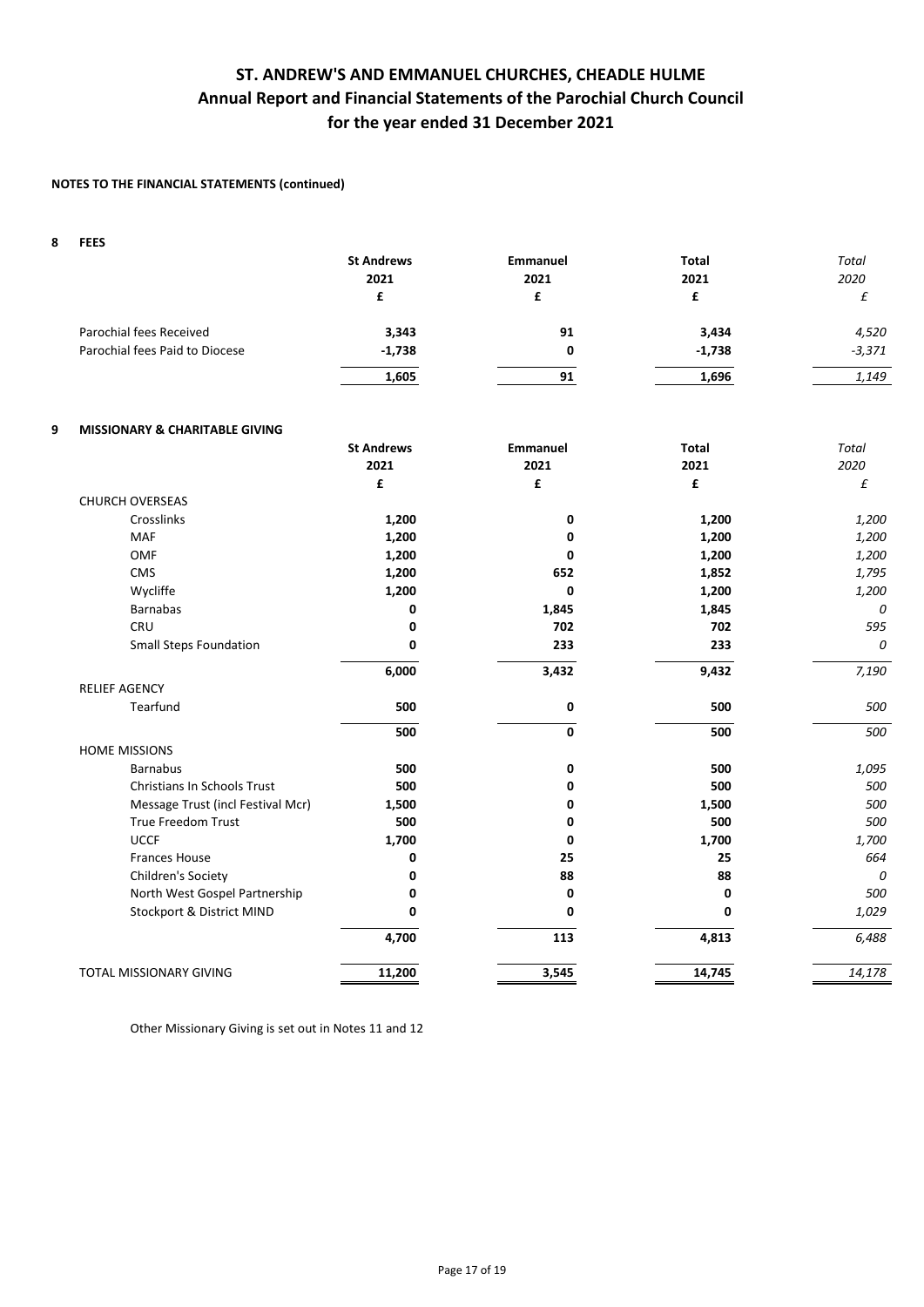# ST. ANDREW'S AND EMMANUEL CHURCHES, CHEADLE HULME
## Annual Report and Financial Statements of the Parochial Church Council
## for the year ended 31 December 2021

**NOTES TO THE FINANCIAL STATEMENTS (continued)**

**8 FEES**

| | **St Andrews 2021 £** | **Emmanuel 2021 £** | **Total 2021 £** | *Total 2020 £* |
|---|---|---|---|---|
| Parochial fees Received | **3,343** | **91** | **3,434** | *4,520* |
| Parochial fees Paid to Diocese | **-1,738** | **0** | **-1,738** | *-3,371* |
| | **1,605** | **91** | **1,696** | *1,149* |

**9 MISSIONARY & CHARITABLE GIVING**

| | **St Andrews 2021 £** | **Emmanuel 2021 £** | **Total 2021 £** | *Total 2020 £* |
|---|---|---|---|---|
| CHURCH OVERSEAS | | | | |
| Crosslinks | **1,200** | **0** | **1,200** | *1,200* |
| MAF | **1,200** | **0** | **1,200** | *1,200* |
| OMF | **1,200** | **0** | **1,200** | *1,200* |
| CMS | **1,200** | **652** | **1,852** | *1,795* |
| Wycliffe | **1,200** | **0** | **1,200** | *1,200* |
| Barnabas | **0** | **1,845** | **1,845** | *0* |
| CRU | **0** | **702** | **702** | *595* |
| Small Steps Foundation | **0** | **233** | **233** | *0* |
| | **6,000** | **3,432** | **9,432** | *7,190* |
| RELIEF AGENCY | | | | |
| Tearfund | **500** | **0** | **500** | *500* |
| | **500** | **0** | **500** | *500* |
| HOME MISSIONS | | | | |
| Barnabus | **500** | **0** | **500** | *1,095* |
| Christians In Schools Trust | **500** | **0** | **500** | *500* |
| Message Trust (incl Festival Mcr) | **1,500** | **0** | **1,500** | *500* |
| True Freedom Trust | **500** | **0** | **500** | *500* |
| UCCF | **1,700** | **0** | **1,700** | *1,700* |
| Frances House | **0** | **25** | **25** | *664* |
| Children's Society | **0** | **88** | **88** | *0* |
| North West Gospel Partnership | **0** | **0** | **0** | *500* |
| Stockport & District MIND | **0** | **0** | **0** | *1,029* |
| | **4,700** | **113** | **4,813** | *6,488* |
| TOTAL MISSIONARY GIVING | **11,200** | **3,545** | **14,745** | *14,178* |

Other Missionary Giving is set out in Notes 11 and 12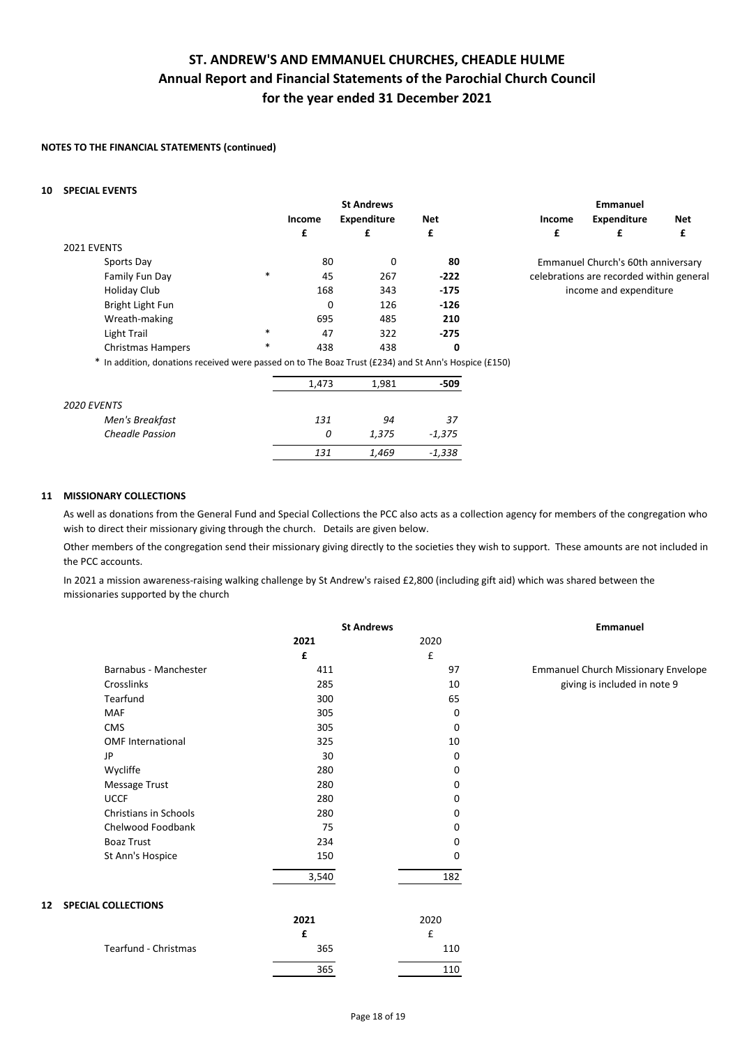# ST. ANDREW'S AND EMMANUEL CHURCHES, CHEADLE HULME
# Annual Report and Financial Statements of the Parochial Church Council
# for the year ended 31 December 2021

**NOTES TO THE FINANCIAL STATEMENTS (continued)**

## 10 SPECIAL EVENTS

| | | St Andrews | | | Emmanuel | | |
|---|---|---|---|---|---|---|---|
| | | **Income** | **Expenditure** | **Net** | **Income** | **Expenditure** | **Net** |
| | | **£** | **£** | **£** | **£** | **£** | **£** |
| 2021 EVENTS | | | | | | | |
| Sports Day | | 80 | 0 | **80** | Emmanuel Church's 60th anniversary celebrations are recorded within general income and expenditure | | |
| Family Fun Day | * | 45 | 267 | **-222** | | | |
| Holiday Club | | 168 | 343 | **-175** | | | |
| Bright Light Fun | | 0 | 126 | **-126** | | | |
| Wreath-making | | 695 | 485 | **210** | | | |
| Light Trail | * | 47 | 322 | **-275** | | | |
| Christmas Hampers | * | 438 | 438 | **0** | | | |
| | | 1,473 | 1,981 | **-509** | | | |
| *2020 EVENTS* | | | | | | | |
| *Men's Breakfast* | | *131* | *94* | *37* | | | |
| *Cheadle Passion* | | *0* | *1,375* | *-1,375* | | | |
| | | *131* | *1,469* | *-1,338* | | | |

\* In addition, donations received were passed on to The Boaz Trust (£234) and St Ann's Hospice (£150)

## 11 MISSIONARY COLLECTIONS

As well as donations from the General Fund and Special Collections the PCC also acts as a collection agency for members of the congregation who wish to direct their missionary giving through the church. Details are given below.

Other members of the congregation send their missionary giving directly to the societies they wish to support. These amounts are not included in the PCC accounts.

In 2021 a mission awareness-raising walking challenge by St Andrew's raised £2,800 (including gift aid) which was shared between the missionaries supported by the church

| | St Andrews | | Emmanuel |
|---|---|---|---|
| | **2021** | 2020 | |
| | **£** | £ | |
| Barnabus - Manchester | 411 | 97 | Emmanuel Church Missionary Envelope giving is included in note 9 |
| Crosslinks | 285 | 10 | |
| Tearfund | 300 | 65 | |
| MAF | 305 | 0 | |
| CMS | 305 | 0 | |
| OMF International | 325 | 10 | |
| JP | 30 | 0 | |
| Wycliffe | 280 | 0 | |
| Message Trust | 280 | 0 | |
| UCCF | 280 | 0 | |
| Christians in Schools | 280 | 0 | |
| Chelwood Foodbank | 75 | 0 | |
| Boaz Trust | 234 | 0 | |
| St Ann's Hospice | 150 | 0 | |
| | 3,540 | 182 | |

## 12 SPECIAL COLLECTIONS

| | **2021** | 2020 |
|---|---|---|
| | **£** | £ |
| Tearfund - Christmas | 365 | 110 |
| | 365 | 110 |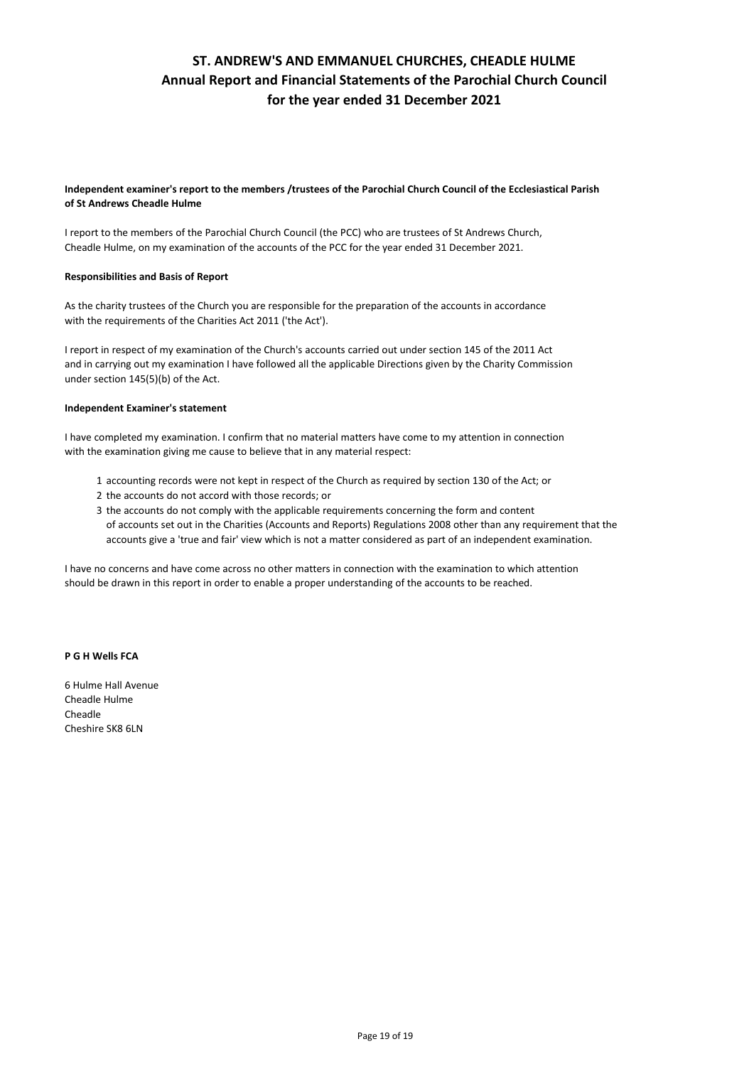# ST. ANDREW'S AND EMMANUEL CHURCHES, CHEADLE HULME
## Annual Report and Financial Statements of the Parochial Church Council
## for the year ended 31 December 2021

**Independent examiner's report to the members /trustees of the Parochial Church Council of the Ecclesiastical Parish of St Andrews Cheadle Hulme**

I report to the members of the Parochial Church Council (the PCC) who are trustees of St Andrews Church, Cheadle Hulme, on my examination of the accounts of the PCC for the year ended 31 December 2021.

**Responsibilities and Basis of Report**

As the charity trustees of the Church you are responsible for the preparation of the accounts in accordance with the requirements of the Charities Act 2011 ('the Act').

I report in respect of my examination of the Church's accounts carried out under section 145 of the 2011 Act and in carrying out my examination I have followed all the applicable Directions given by the Charity Commission under section 145(5)(b) of the Act.

**Independent Examiner's statement**

I have completed my examination. I confirm that no material matters have come to my attention in connection with the examination giving me cause to believe that in any material respect:

1. accounting records were not kept in respect of the Church as required by section 130 of the Act; or
2. the accounts do not accord with those records; or
3. the accounts do not comply with the applicable requirements concerning the form and content of accounts set out in the Charities (Accounts and Reports) Regulations 2008 other than any requirement that the accounts give a 'true and fair' view which is not a matter considered as part of an independent examination.

I have no concerns and have come across no other matters in connection with the examination to which attention should be drawn in this report in order to enable a proper understanding of the accounts to be reached.

**P G H Wells FCA**

6 Hulme Hall Avenue
Cheadle Hulme
Cheadle
Cheshire SK8 6LN